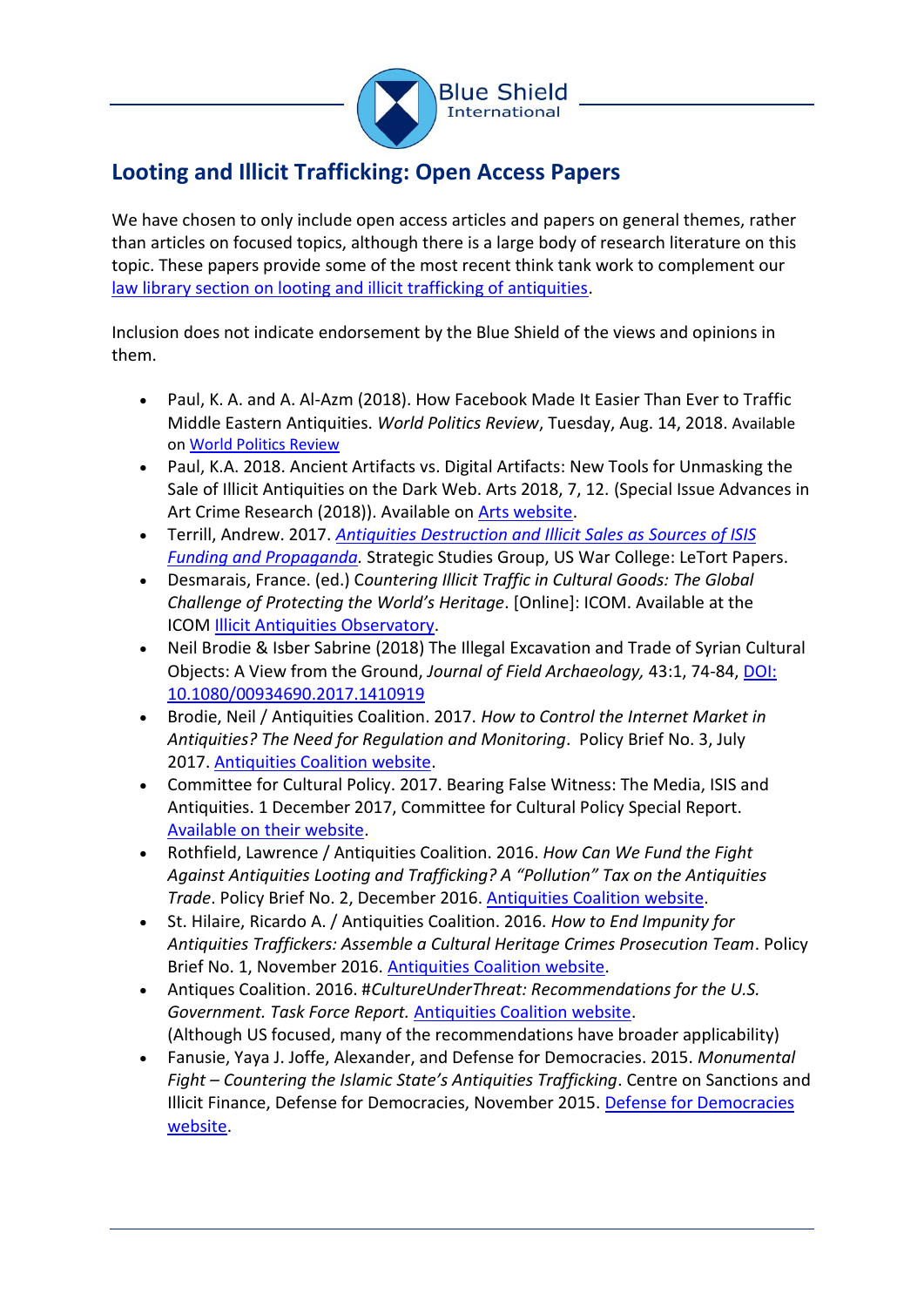## Looting and Illicit Trafficking: Open Access Papers

We have chosen to only include open access articles and papers on general themes, rather than articles on focused topics, although there is a large body of research literature on this topic. These papers provide some of the most recent think tank work to complement our [law library section on looting and illicit trafficking of antiquities](#).

Inclusion does not indicate endorsement by the Blue Shield of the views and opinions in them.

- Paul, K. A. and A. Al-Azm (2018). How Facebook Made It Easier Than Ever to Traffic Middle Eastern Antiquities. *World Politics Review*, Tuesday, Aug. 14, 2018. Available on [World Politics Review](#)
- Paul, K.A. 2018. Ancient Artifacts vs. Digital Artifacts: New Tools for Unmasking the Sale of Illicit Antiquities on the Dark Web. Arts 2018, 7, 12. (Special Issue Advances in Art Crime Research (2018)). Available on [Arts website](#).
- Terrill, Andrew. 2017. [*Antiquities Destruction and Illicit Sales as Sources of ISIS Funding and Propaganda*](#). Strategic Studies Group, US War College: LeTort Papers.
- Desmarais, France. (ed.) C*ountering Illicit Traffic in Cultural Goods: The Global Challenge of Protecting the World's Heritage*. [Online]: ICOM. Available at the ICOM [Illicit Antiquities Observatory](#).
- Neil Brodie & Isber Sabrine (2018) The Illegal Excavation and Trade of Syrian Cultural Objects: A View from the Ground, *Journal of Field Archaeology,* 43:1, 74-84, [DOI: 10.1080/00934690.2017.1410919](#)
- Brodie, Neil / Antiquities Coalition. 2017. *How to Control the Internet Market in Antiquities? The Need for Regulation and Monitoring*. Policy Brief No. 3, July 2017. [Antiquities Coalition website](#).
- Committee for Cultural Policy. 2017. Bearing False Witness: The Media, ISIS and Antiquities. 1 December 2017, Committee for Cultural Policy Special Report. [Available on their website](#).
- Rothfield, Lawrence / Antiquities Coalition. 2016. *How Can We Fund the Fight Against Antiquities Looting and Trafficking? A "Pollution" Tax on the Antiquities Trade*. Policy Brief No. 2, December 2016. [Antiquities Coalition website](#).
- St. Hilaire, Ricardo A. / Antiquities Coalition. 2016. *How to End Impunity for Antiquities Traffickers: Assemble a Cultural Heritage Crimes Prosecution Team*. Policy Brief No. 1, November 2016. [Antiquities Coalition website](#).
- Antiques Coalition. 2016. *#CultureUnderThreat: Recommendations for the U.S. Government. Task Force Report.* [Antiquities Coalition website](#).
  (Although US focused, many of the recommendations have broader applicability)
- Fanusie, Yaya J. Joffe, Alexander, and Defense for Democracies. 2015. *Monumental Fight – Countering the Islamic State's Antiquities Trafficking*. Centre on Sanctions and Illicit Finance, Defense for Democracies, November 2015. [Defense for Democracies website](#).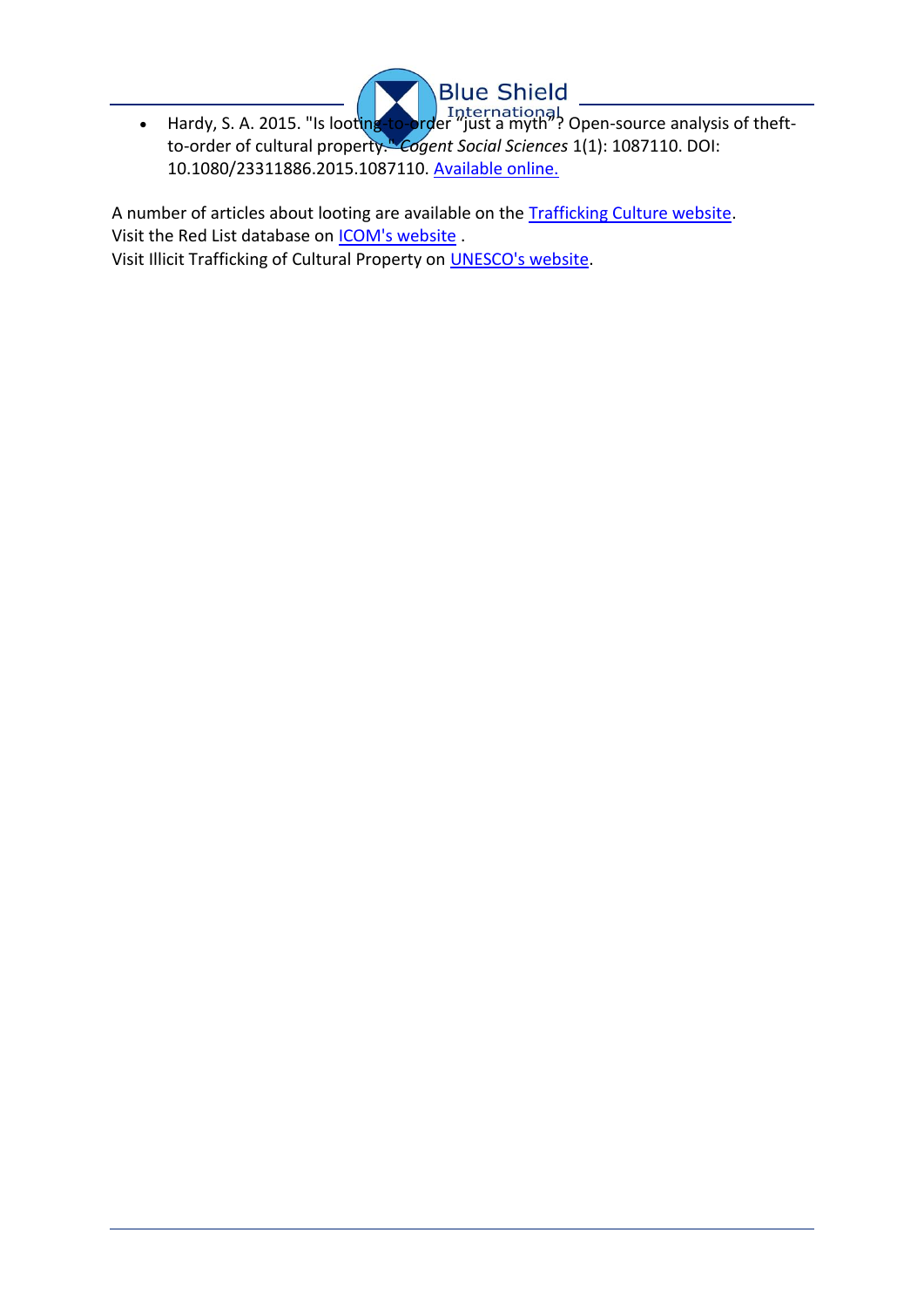- Hardy, S. A. 2015. "Is looting-to-order "just a myth"? Open-source analysis of theft-to-order of cultural property." *Cogent Social Sciences* 1(1): 1087110. DOI: 10.1080/23311886.2015.1087110. Available online.

A number of articles about looting are available on the Trafficking Culture website.
Visit the Red List database on ICOM's website .
Visit Illicit Trafficking of Cultural Property on UNESCO's website.